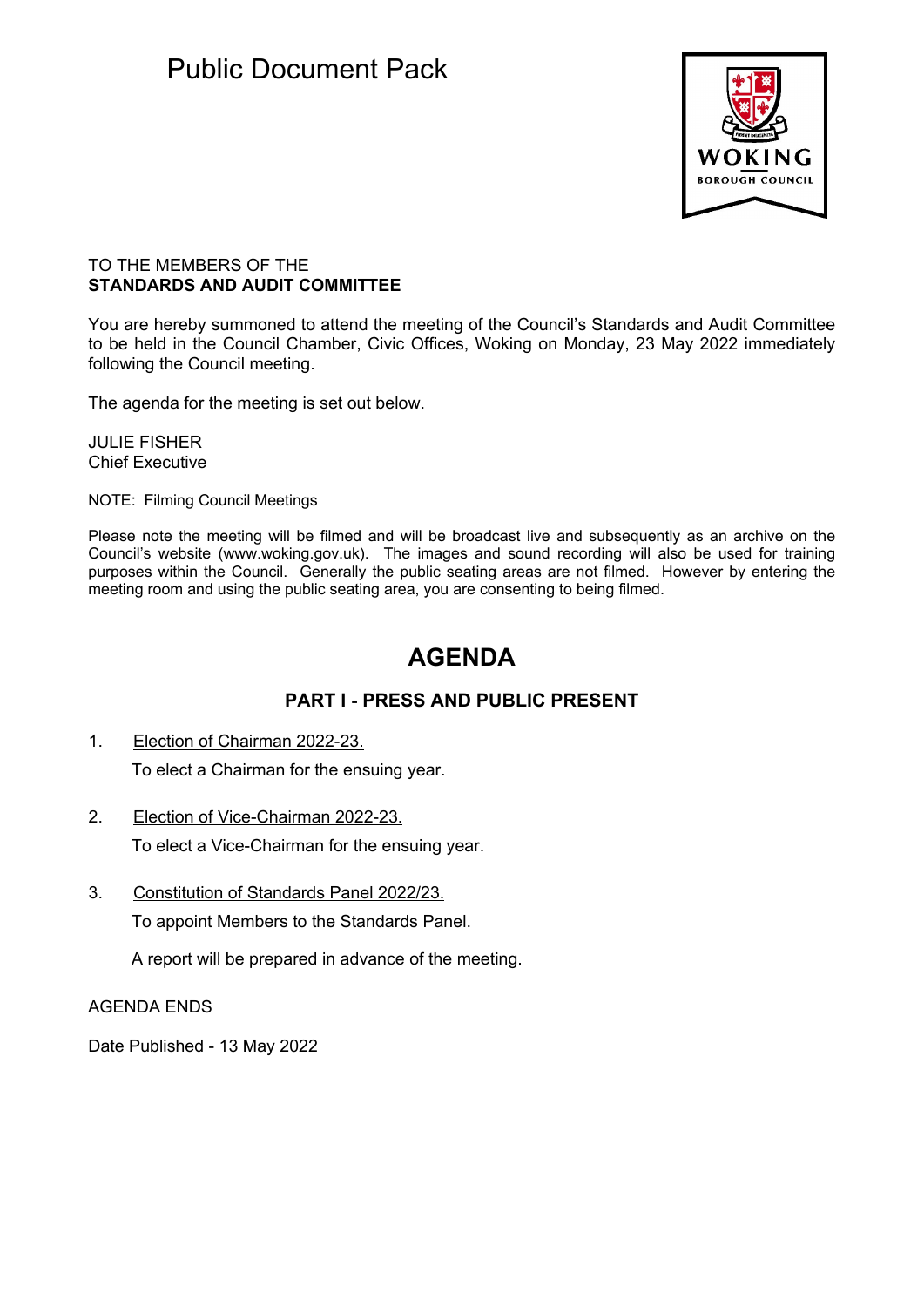# Public Document Pack

TO THE MEMBERS OF THE
**STANDARDS AND AUDIT COMMITTEE**

You are hereby summoned to attend the meeting of the Council's Standards and Audit Committee to be held in the Council Chamber, Civic Offices, Woking on Monday, 23 May 2022 immediately following the Council meeting.

The agenda for the meeting is set out below.

JULIE FISHER
Chief Executive

NOTE: Filming Council Meetings

Please note the meeting will be filmed and will be broadcast live and subsequently as an archive on the Council's website (www.woking.gov.uk). The images and sound recording will also be used for training purposes within the Council. Generally the public seating areas are not filmed. However by entering the meeting room and using the public seating area, you are consenting to being filmed.

## AGENDA

### PART I - PRESS AND PUBLIC PRESENT

1. Election of Chairman 2022-23.

   To elect a Chairman for the ensuing year.

2. Election of Vice-Chairman 2022-23.

   To elect a Vice-Chairman for the ensuing year.

3. Constitution of Standards Panel 2022/23.

   To appoint Members to the Standards Panel.

   A report will be prepared in advance of the meeting.

AGENDA ENDS

Date Published - 13 May 2022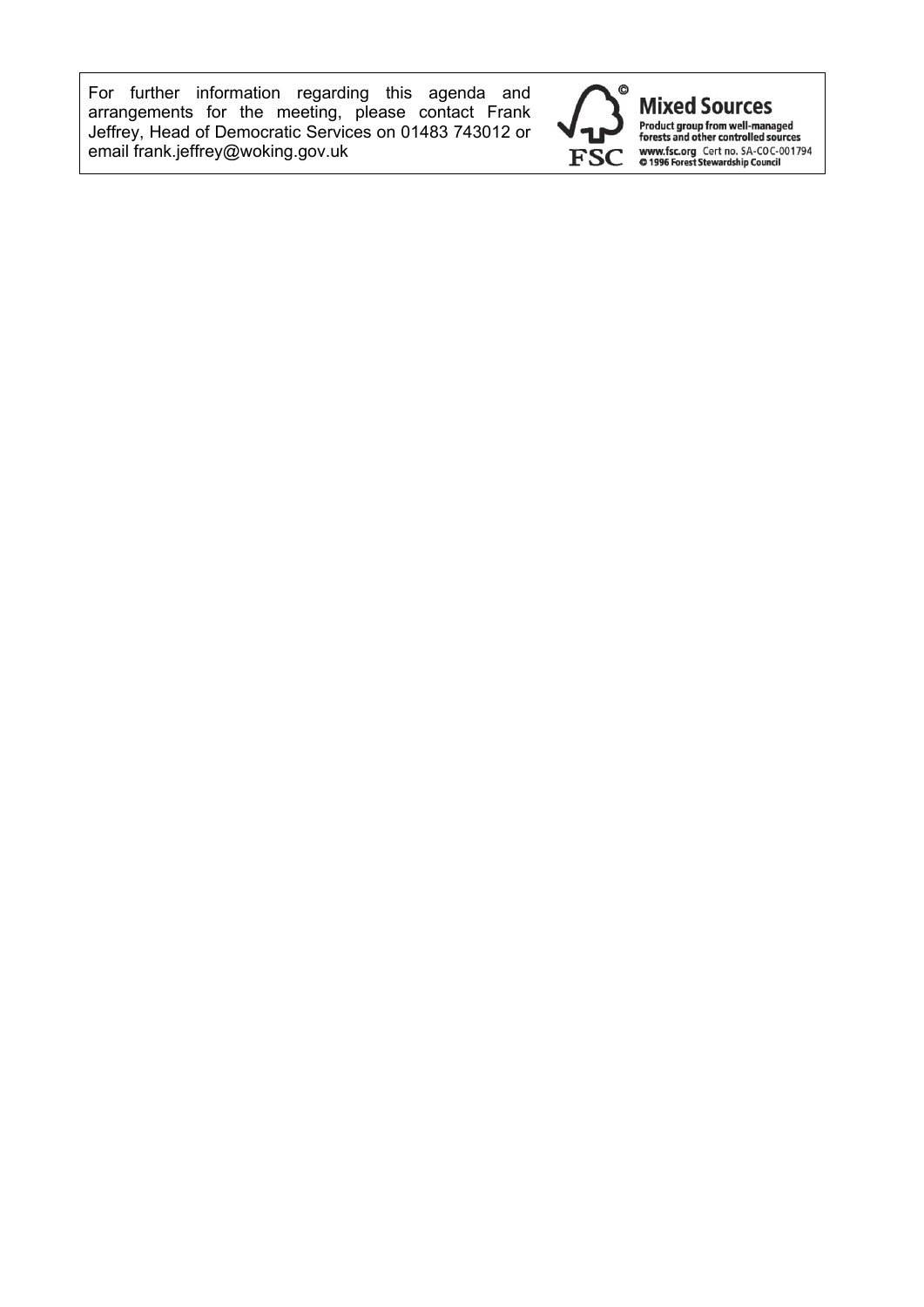For further information regarding this agenda and arrangements for the meeting, please contact Frank Jeffrey, Head of Democratic Services on 01483 743012 or email frank.jeffrey@woking.gov.uk

**Mixed Sources**

Product group from well-managed forests and other controlled sources

www.fsc.org Cert no. SA-COC-001794

© 1996 Forest Stewardship Council

FSC